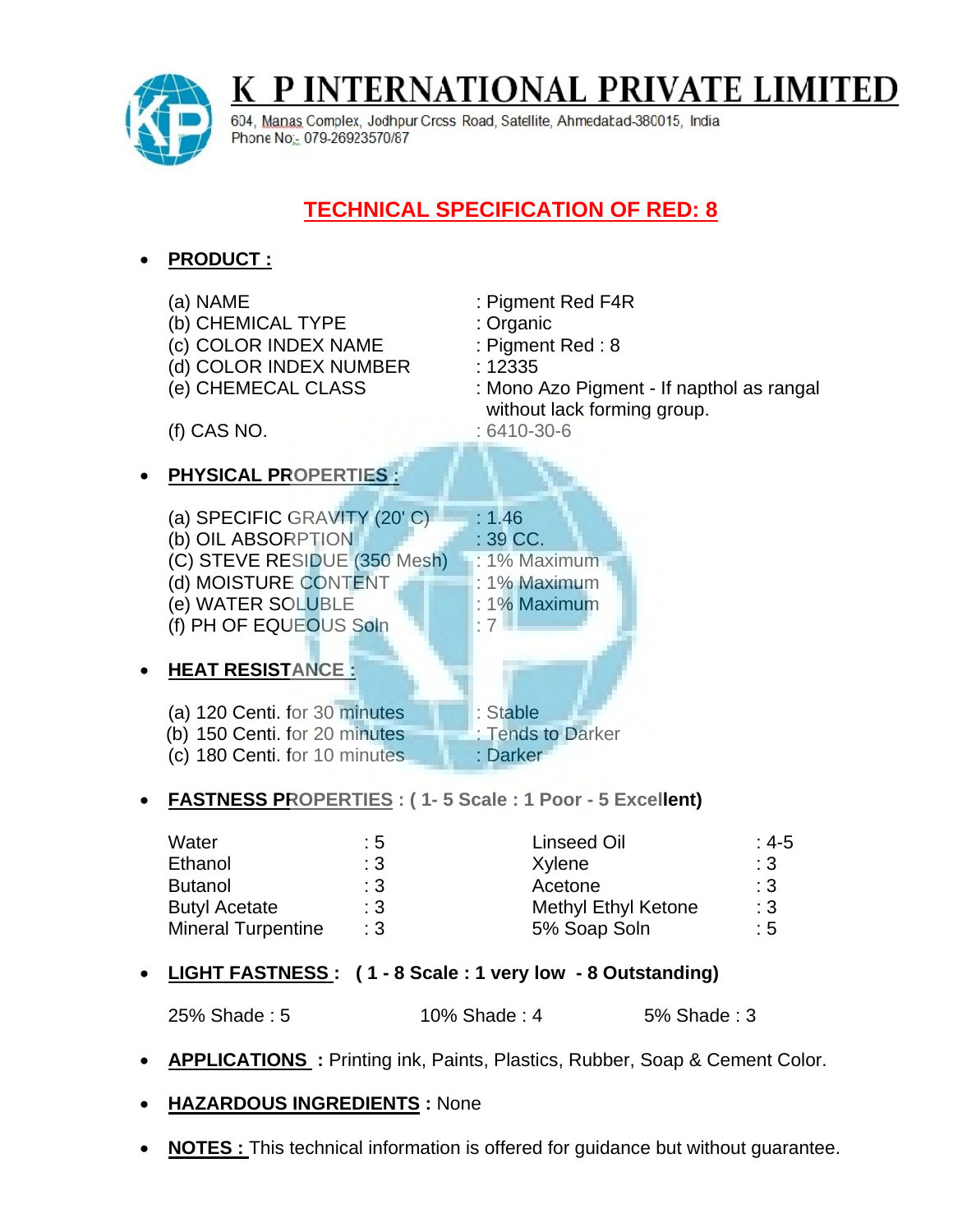# K P INTERNATIONAL PRIVATE LIMITED

604, Manas Complex, Jodhpur Cross Road, Satellite, Ahmedabad-380015, India
Phone No:- 079-26923570/87

## TECHNICAL SPECIFICATION OF RED: 8

- **PRODUCT :**

| | |
|---|---|
| (a) NAME | : Pigment Red F4R |
| (b) CHEMICAL TYPE | : Organic |
| (c) COLOR INDEX NAME | : Pigment Red : 8 |
| (d) COLOR INDEX NUMBER | : 12335 |
| (e) CHEMECAL CLASS | : Mono Azo Pigment - If napthol as rangal without lack forming group. |
| (f) CAS NO. | : 6410-30-6 |

- **PHYSICAL PROPERTIES :**

| | |
|---|---|
| (a) SPECIFIC GRAVITY (20' C) | : 1.46 |
| (b) OIL ABSORPTION | : 39 CC. |
| (C) STEVE RESIDUE (350 Mesh) | : 1% Maximum |
| (d) MOISTURE CONTENT | : 1% Maximum |
| (e) WATER SOLUBLE | : 1% Maximum |
| (f) PH OF EQUEOUS Soln | : 7 |

- **HEAT RESISTANCE :**

| | |
|---|---|
| (a) 120 Centi. for 30 minutes | : Stable |
| (b) 150 Centi. for 20 minutes | : Tends to Darker |
| (c) 180 Centi. for 10 minutes | : Darker |

- **FASTNESS PROPERTIES : ( 1- 5 Scale : 1 Poor - 5 Excellent)**

| | | | |
|---|---|---|---|
| Water | : 5 | Linseed Oil | : 4-5 |
| Ethanol | : 3 | Xylene | : 3 |
| Butanol | : 3 | Acetone | : 3 |
| Butyl Acetate | : 3 | Methyl Ethyl Ketone | : 3 |
| Mineral Turpentine | : 3 | 5% Soap Soln | : 5 |

- **LIGHT FASTNESS : ( 1 - 8 Scale : 1 very low - 8 Outstanding)**

25% Shade : 5 &nbsp;&nbsp;&nbsp; 10% Shade : 4 &nbsp;&nbsp;&nbsp; 5% Shade : 3

- **APPLICATIONS :** Printing ink, Paints, Plastics, Rubber, Soap & Cement Color.

- **HAZARDOUS INGREDIENTS :** None

- **NOTES :** This technical information is offered for guidance but without guarantee.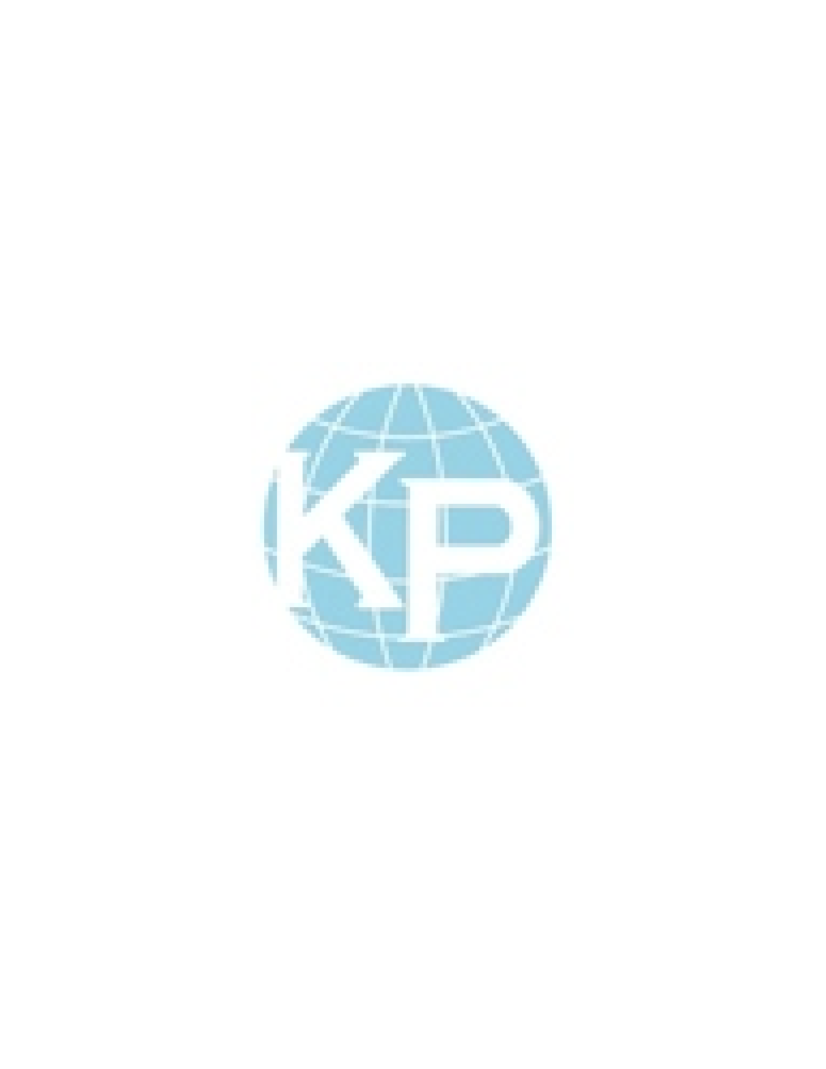KP